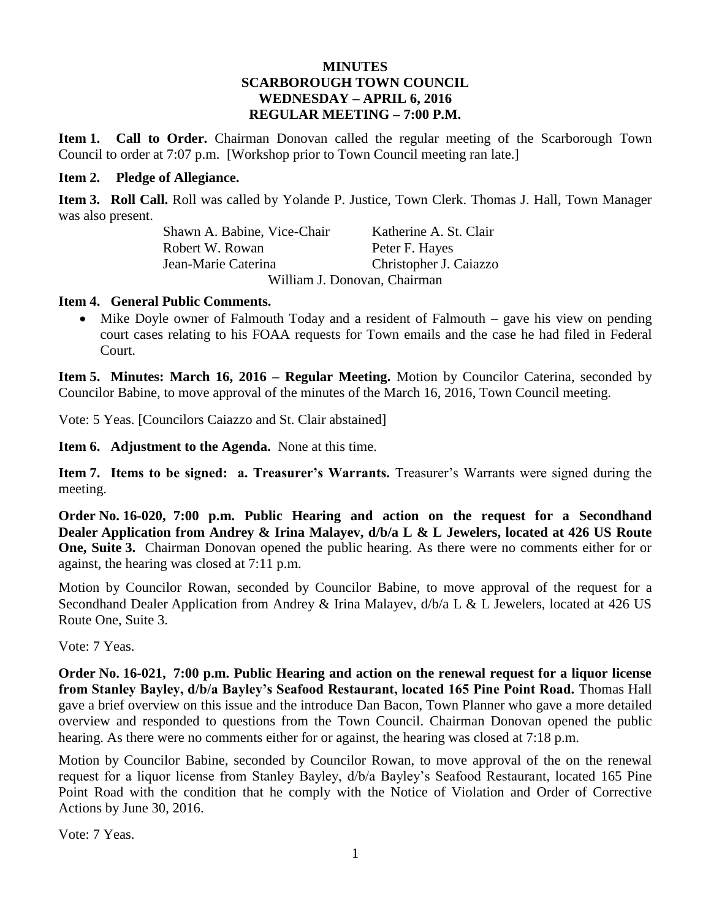# MINUTES
## SCARBOROUGH TOWN COUNCIL
## WEDNESDAY – APRIL 6, 2016
## REGULAR MEETING – 7:00 P.M.

**Item 1. Call to Order.** Chairman Donovan called the regular meeting of the Scarborough Town Council to order at 7:07 p.m. [Workshop prior to Town Council meeting ran late.]

**Item 2. Pledge of Allegiance.**

**Item 3. Roll Call.** Roll was called by Yolande P. Justice, Town Clerk. Thomas J. Hall, Town Manager was also present.

| | |
|---|---|
| Shawn A. Babine, Vice-Chair | Katherine A. St. Clair |
| Robert W. Rowan | Peter F. Hayes |
| Jean-Marie Caterina | Christopher J. Caiazzo |

William J. Donovan, Chairman

**Item 4. General Public Comments.**

- Mike Doyle owner of Falmouth Today and a resident of Falmouth – gave his view on pending court cases relating to his FOAA requests for Town emails and the case he had filed in Federal Court.

**Item 5. Minutes: March 16, 2016 – Regular Meeting.** Motion by Councilor Caterina, seconded by Councilor Babine, to move approval of the minutes of the March 16, 2016, Town Council meeting.

Vote: 5 Yeas. [Councilors Caiazzo and St. Clair abstained]

**Item 6. Adjustment to the Agenda.** None at this time.

**Item 7. Items to be signed: a. Treasurer's Warrants.** Treasurer's Warrants were signed during the meeting.

**Order No. 16-020, 7:00 p.m. Public Hearing and action on the request for a Secondhand Dealer Application from Andrey & Irina Malayev, d/b/a L & L Jewelers, located at 426 US Route One, Suite 3.** Chairman Donovan opened the public hearing. As there were no comments either for or against, the hearing was closed at 7:11 p.m.

Motion by Councilor Rowan, seconded by Councilor Babine, to move approval of the request for a Secondhand Dealer Application from Andrey & Irina Malayev, d/b/a L & L Jewelers, located at 426 US Route One, Suite 3.

Vote: 7 Yeas.

**Order No. 16-021, 7:00 p.m. Public Hearing and action on the renewal request for a liquor license from Stanley Bayley, d/b/a Bayley's Seafood Restaurant, located 165 Pine Point Road.** Thomas Hall gave a brief overview on this issue and the introduce Dan Bacon, Town Planner who gave a more detailed overview and responded to questions from the Town Council. Chairman Donovan opened the public hearing. As there were no comments either for or against, the hearing was closed at 7:18 p.m.

Motion by Councilor Babine, seconded by Councilor Rowan, to move approval of the on the renewal request for a liquor license from Stanley Bayley, d/b/a Bayley's Seafood Restaurant, located 165 Pine Point Road with the condition that he comply with the Notice of Violation and Order of Corrective Actions by June 30, 2016.

Vote: 7 Yeas.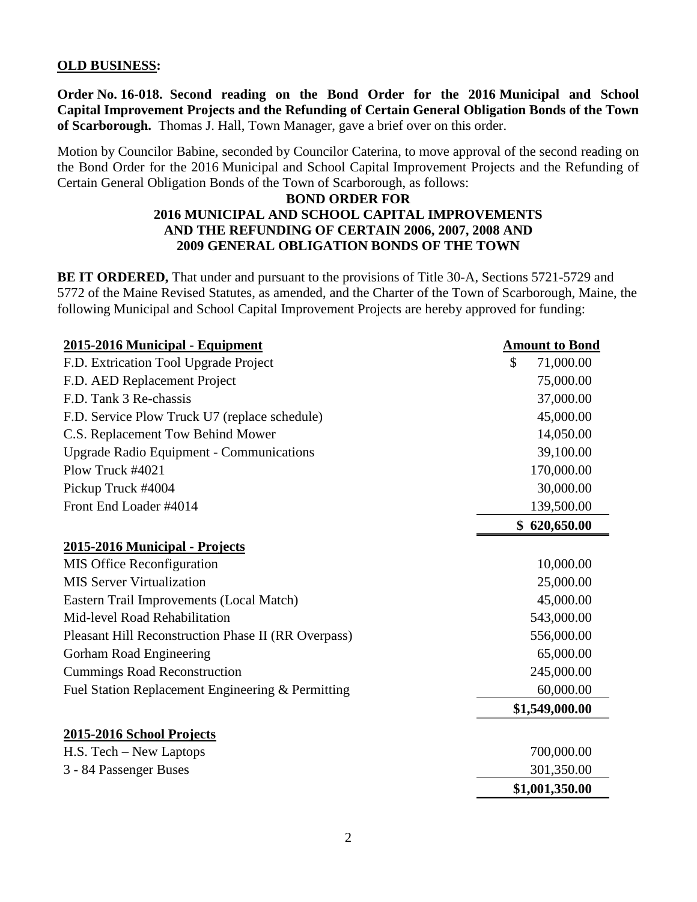**OLD BUSINESS:**

**Order No. 16-018. Second reading on the Bond Order for the 2016 Municipal and School Capital Improvement Projects and the Refunding of Certain General Obligation Bonds of the Town of Scarborough.** Thomas J. Hall, Town Manager, gave a brief over on this order.

Motion by Councilor Babine, seconded by Councilor Caterina, to move approval of the second reading on the Bond Order for the 2016 Municipal and School Capital Improvement Projects and the Refunding of Certain General Obligation Bonds of the Town of Scarborough, as follows:

**BOND ORDER FOR**
**2016 MUNICIPAL AND SCHOOL CAPITAL IMPROVEMENTS**
**AND THE REFUNDING OF CERTAIN 2006, 2007, 2008 AND**
**2009 GENERAL OBLIGATION BONDS OF THE TOWN**

**BE IT ORDERED,** That under and pursuant to the provisions of Title 30-A, Sections 5721-5729 and 5772 of the Maine Revised Statutes, as amended, and the Charter of the Town of Scarborough, Maine, the following Municipal and School Capital Improvement Projects are hereby approved for funding:

| **2015-2016 Municipal - Equipment** | **Amount to Bond** |
|---|---|
| F.D. Extrication Tool Upgrade Project | $ 71,000.00 |
| F.D. AED Replacement Project | 75,000.00 |
| F.D. Tank 3 Re-chassis | 37,000.00 |
| F.D. Service Plow Truck U7 (replace schedule) | 45,000.00 |
| C.S. Replacement Tow Behind Mower | 14,050.00 |
| Upgrade Radio Equipment - Communications | 39,100.00 |
| Plow Truck #4021 | 170,000.00 |
| Pickup Truck #4004 | 30,000.00 |
| Front End Loader #4014 | 139,500.00 |
| | **$ 620,650.00** |
| **2015-2016 Municipal - Projects** | |
| MIS Office Reconfiguration | 10,000.00 |
| MIS Server Virtualization | 25,000.00 |
| Eastern Trail Improvements (Local Match) | 45,000.00 |
| Mid-level Road Rehabilitation | 543,000.00 |
| Pleasant Hill Reconstruction Phase II (RR Overpass) | 556,000.00 |
| Gorham Road Engineering | 65,000.00 |
| Cummings Road Reconstruction | 245,000.00 |
| Fuel Station Replacement Engineering & Permitting | 60,000.00 |
| | **$1,549,000.00** |
| **2015-2016 School Projects** | |
| H.S. Tech – New Laptops | 700,000.00 |
| 3 - 84 Passenger Buses | 301,350.00 |
| | **$1,001,350.00** |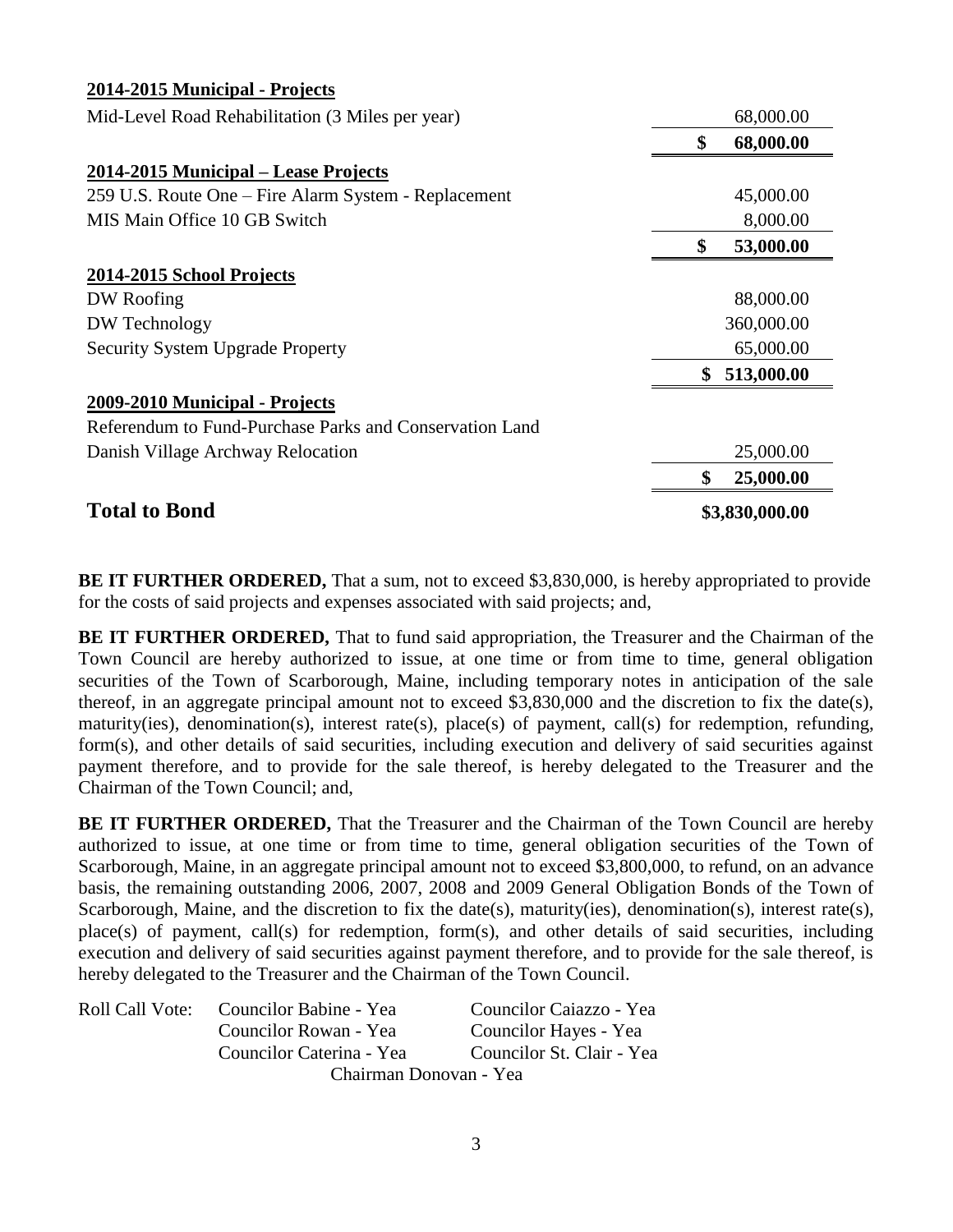| **2014-2015 Municipal - Projects** | |
|---|---|
| Mid-Level Road Rehabilitation (3 Miles per year) | 68,000.00 |
| | **$ 68,000.00** |
| **2014-2015 Municipal – Lease Projects** | |
| 259 U.S. Route One – Fire Alarm System - Replacement | 45,000.00 |
| MIS Main Office 10 GB Switch | 8,000.00 |
| | **$ 53,000.00** |
| **2014-2015 School Projects** | |
| DW Roofing | 88,000.00 |
| DW Technology | 360,000.00 |
| Security System Upgrade Property | 65,000.00 |
| | **$ 513,000.00** |
| **2009-2010 Municipal - Projects** | |
| Referendum to Fund-Purchase Parks and Conservation Land | |
| Danish Village Archway Relocation | 25,000.00 |
| | **$ 25,000.00** |
| **Total to Bond** | **$3,830,000.00** |

**BE IT FURTHER ORDERED,** That a sum, not to exceed $3,830,000, is hereby appropriated to provide for the costs of said projects and expenses associated with said projects; and,

**BE IT FURTHER ORDERED,** That to fund said appropriation, the Treasurer and the Chairman of the Town Council are hereby authorized to issue, at one time or from time to time, general obligation securities of the Town of Scarborough, Maine, including temporary notes in anticipation of the sale thereof, in an aggregate principal amount not to exceed $3,830,000 and the discretion to fix the date(s), maturity(ies), denomination(s), interest rate(s), place(s) of payment, call(s) for redemption, refunding, form(s), and other details of said securities, including execution and delivery of said securities against payment therefore, and to provide for the sale thereof, is hereby delegated to the Treasurer and the Chairman of the Town Council; and,

**BE IT FURTHER ORDERED,** That the Treasurer and the Chairman of the Town Council are hereby authorized to issue, at one time or from time to time, general obligation securities of the Town of Scarborough, Maine, in an aggregate principal amount not to exceed $3,800,000, to refund, on an advance basis, the remaining outstanding 2006, 2007, 2008 and 2009 General Obligation Bonds of the Town of Scarborough, Maine, and the discretion to fix the date(s), maturity(ies), denomination(s), interest rate(s), place(s) of payment, call(s) for redemption, form(s), and other details of said securities, including execution and delivery of said securities against payment therefore, and to provide for the sale thereof, is hereby delegated to the Treasurer and the Chairman of the Town Council.

Roll Call Vote:
Councilor Babine - Yea
Councilor Caiazzo - Yea
Councilor Rowan - Yea
Councilor Hayes - Yea
Councilor Caterina - Yea
Councilor St. Clair - Yea
Chairman Donovan - Yea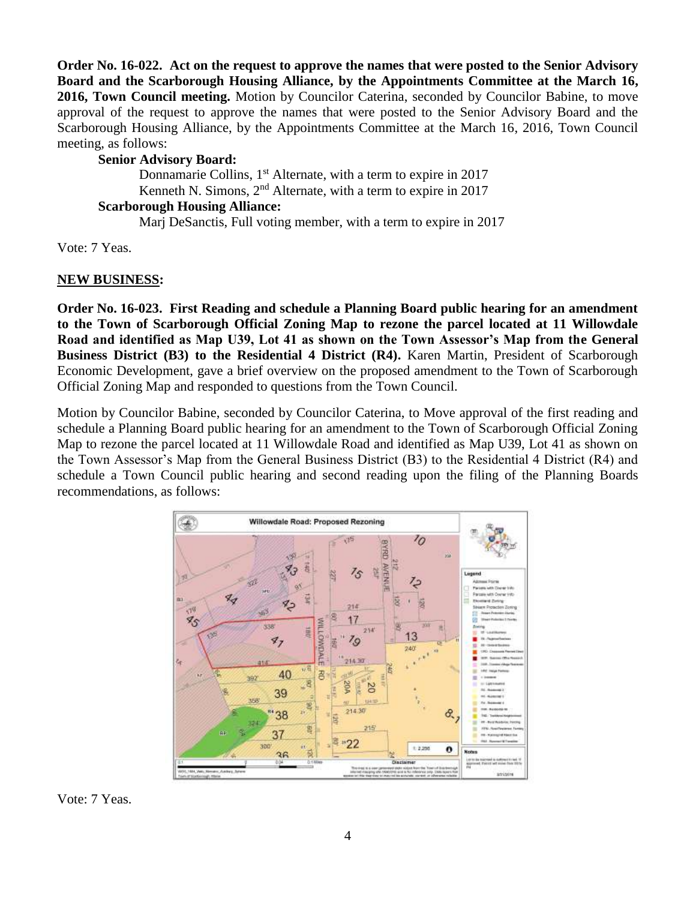**Order No. 16-022. Act on the request to approve the names that were posted to the Senior Advisory Board and the Scarborough Housing Alliance, by the Appointments Committee at the March 16, 2016, Town Council meeting.** Motion by Councilor Caterina, seconded by Councilor Babine, to move approval of the request to approve the names that were posted to the Senior Advisory Board and the Scarborough Housing Alliance, by the Appointments Committee at the March 16, 2016, Town Council meeting, as follows:

**Senior Advisory Board:**

Donnamarie Collins, 1st Alternate, with a term to expire in 2017
Kenneth N. Simons, 2nd Alternate, with a term to expire in 2017

**Scarborough Housing Alliance:**

Marj DeSanctis, Full voting member, with a term to expire in 2017

Vote: 7 Yeas.

## NEW BUSINESS:

**Order No. 16-023. First Reading and schedule a Planning Board public hearing for an amendment to the Town of Scarborough Official Zoning Map to rezone the parcel located at 11 Willowdale Road and identified as Map U39, Lot 41 as shown on the Town Assessor's Map from the General Business District (B3) to the Residential 4 District (R4).** Karen Martin, President of Scarborough Economic Development, gave a brief overview on the proposed amendment to the Town of Scarborough Official Zoning Map and responded to questions from the Town Council.

Motion by Councilor Babine, seconded by Councilor Caterina, to Move approval of the first reading and schedule a Planning Board public hearing for an amendment to the Town of Scarborough Official Zoning Map to rezone the parcel located at 11 Willowdale Road and identified as Map U39, Lot 41 as shown on the Town Assessor's Map from the General Business District (B3) to the Residential 4 District (R4) and schedule a Town Council public hearing and second reading upon the filing of the Planning Boards recommendations, as follows:

Willowdale Road: Proposed Rezoning

Vote: 7 Yeas.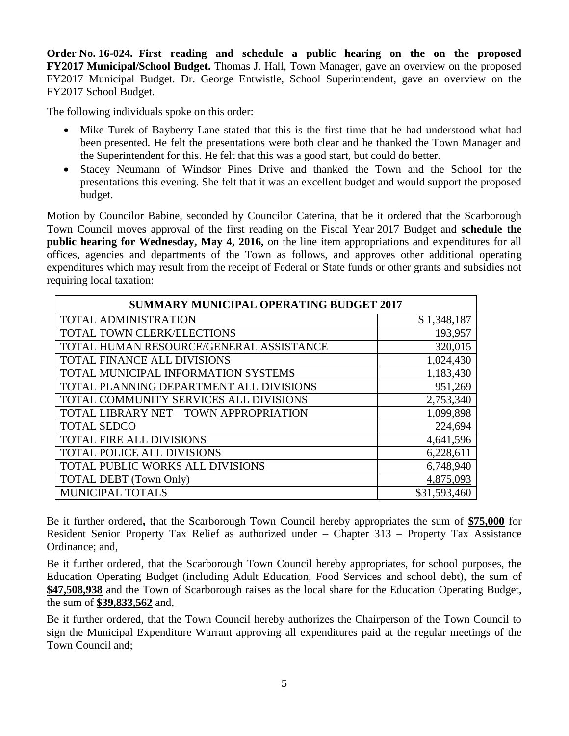**Order No. 16-024. First reading and schedule a public hearing on the on the proposed FY2017 Municipal/School Budget.** Thomas J. Hall, Town Manager, gave an overview on the proposed FY2017 Municipal Budget. Dr. George Entwistle, School Superintendent, gave an overview on the FY2017 School Budget.

The following individuals spoke on this order:

- Mike Turek of Bayberry Lane stated that this is the first time that he had understood what had been presented. He felt the presentations were both clear and he thanked the Town Manager and the Superintendent for this. He felt that this was a good start, but could do better.
- Stacey Neumann of Windsor Pines Drive and thanked the Town and the School for the presentations this evening. She felt that it was an excellent budget and would support the proposed budget.

Motion by Councilor Babine, seconded by Councilor Caterina, that be it ordered that the Scarborough Town Council moves approval of the first reading on the Fiscal Year 2017 Budget and **schedule the public hearing for Wednesday, May 4, 2016,** on the line item appropriations and expenditures for all offices, agencies and departments of the Town as follows, and approves other additional operating expenditures which may result from the receipt of Federal or State funds or other grants and subsidies not requiring local taxation:

| SUMMARY MUNICIPAL OPERATING BUDGET 2017 | |
|---|---|
| TOTAL ADMINISTRATION | $ 1,348,187 |
| TOTAL TOWN CLERK/ELECTIONS | 193,957 |
| TOTAL HUMAN RESOURCE/GENERAL ASSISTANCE | 320,015 |
| TOTAL FINANCE ALL DIVISIONS | 1,024,430 |
| TOTAL MUNICIPAL INFORMATION SYSTEMS | 1,183,430 |
| TOTAL PLANNING DEPARTMENT ALL DIVISIONS | 951,269 |
| TOTAL COMMUNITY SERVICES ALL DIVISIONS | 2,753,340 |
| TOTAL LIBRARY NET – TOWN APPROPRIATION | 1,099,898 |
| TOTAL SEDCO | 224,694 |
| TOTAL FIRE ALL DIVISIONS | 4,641,596 |
| TOTAL POLICE ALL DIVISIONS | 6,228,611 |
| TOTAL PUBLIC WORKS ALL DIVISIONS | 6,748,940 |
| TOTAL DEBT (Town Only) | 4,875,093 |
| MUNICIPAL TOTALS | $31,593,460 |

Be it further ordered**,** that the Scarborough Town Council hereby appropriates the sum of **$75,000** for Resident Senior Property Tax Relief as authorized under – Chapter 313 – Property Tax Assistance Ordinance; and,

Be it further ordered, that the Scarborough Town Council hereby appropriates, for school purposes, the Education Operating Budget (including Adult Education, Food Services and school debt), the sum of **$47,508,938** and the Town of Scarborough raises as the local share for the Education Operating Budget, the sum of **$39,833,562** and,

Be it further ordered, that the Town Council hereby authorizes the Chairperson of the Town Council to sign the Municipal Expenditure Warrant approving all expenditures paid at the regular meetings of the Town Council and;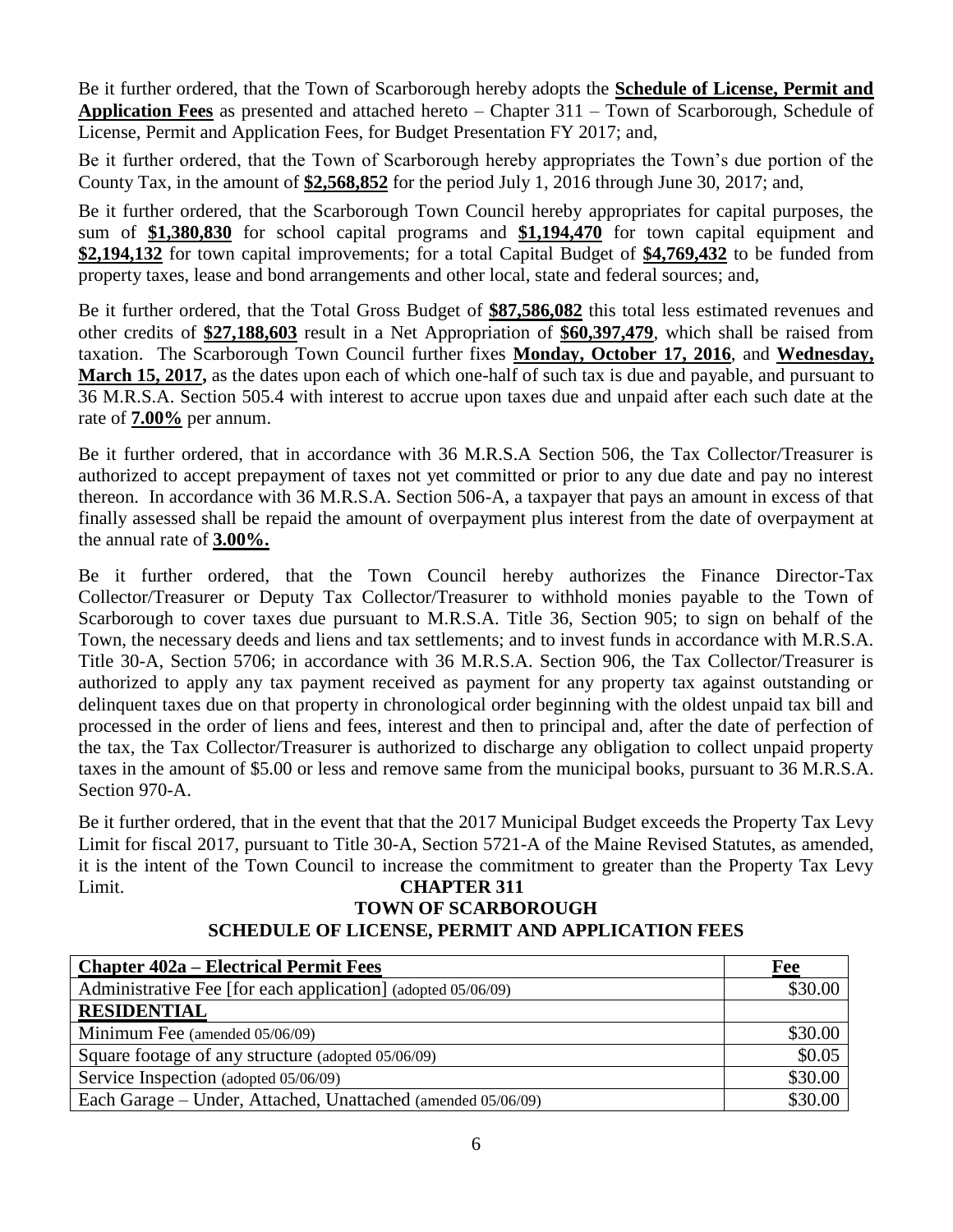Be it further ordered, that the Town of Scarborough hereby adopts the **Schedule of License, Permit and Application Fees** as presented and attached hereto – Chapter 311 – Town of Scarborough, Schedule of License, Permit and Application Fees, for Budget Presentation FY 2017; and,

Be it further ordered, that the Town of Scarborough hereby appropriates the Town's due portion of the County Tax, in the amount of **$2,568,852** for the period July 1, 2016 through June 30, 2017; and,

Be it further ordered, that the Scarborough Town Council hereby appropriates for capital purposes, the sum of **$1,380,830** for school capital programs and **$1,194,470** for town capital equipment and **$2,194,132** for town capital improvements; for a total Capital Budget of **$4,769,432** to be funded from property taxes, lease and bond arrangements and other local, state and federal sources; and,

Be it further ordered, that the Total Gross Budget of **$87,586,082** this total less estimated revenues and other credits of **$27,188,603** result in a Net Appropriation of **$60,397,479**, which shall be raised from taxation. The Scarborough Town Council further fixes **Monday, October 17, 2016**, and **Wednesday, March 15, 2017,** as the dates upon each of which one-half of such tax is due and payable, and pursuant to 36 M.R.S.A. Section 505.4 with interest to accrue upon taxes due and unpaid after each such date at the rate of **7.00%** per annum.

Be it further ordered, that in accordance with 36 M.R.S.A Section 506, the Tax Collector/Treasurer is authorized to accept prepayment of taxes not yet committed or prior to any due date and pay no interest thereon. In accordance with 36 M.R.S.A. Section 506-A, a taxpayer that pays an amount in excess of that finally assessed shall be repaid the amount of overpayment plus interest from the date of overpayment at the annual rate of **3.00%.**

Be it further ordered, that the Town Council hereby authorizes the Finance Director-Tax Collector/Treasurer or Deputy Tax Collector/Treasurer to withhold monies payable to the Town of Scarborough to cover taxes due pursuant to M.R.S.A. Title 36, Section 905; to sign on behalf of the Town, the necessary deeds and liens and tax settlements; and to invest funds in accordance with M.R.S.A. Title 30-A, Section 5706; in accordance with 36 M.R.S.A. Section 906, the Tax Collector/Treasurer is authorized to apply any tax payment received as payment for any property tax against outstanding or delinquent taxes due on that property in chronological order beginning with the oldest unpaid tax bill and processed in the order of liens and fees, interest and then to principal and, after the date of perfection of the tax, the Tax Collector/Treasurer is authorized to discharge any obligation to collect unpaid property taxes in the amount of $5.00 or less and remove same from the municipal books, pursuant to 36 M.R.S.A. Section 970-A.

Be it further ordered, that in the event that that the 2017 Municipal Budget exceeds the Property Tax Levy Limit for fiscal 2017, pursuant to Title 30-A, Section 5721-A of the Maine Revised Statutes, as amended, it is the intent of the Town Council to increase the commitment to greater than the Property Tax Levy Limit.

# CHAPTER 311
## TOWN OF SCARBOROUGH
## SCHEDULE OF LICENSE, PERMIT AND APPLICATION FEES

| **Chapter 402a – Electrical Permit Fees** | **Fee** |
|---|---|
| Administrative Fee [for each application] (adopted 05/06/09) | $30.00 |
| **RESIDENTIAL** | |
| Minimum Fee (amended 05/06/09) | $30.00 |
| Square footage of any structure (adopted 05/06/09) | $0.05 |
| Service Inspection (adopted 05/06/09) | $30.00 |
| Each Garage – Under, Attached, Unattached (amended 05/06/09) | $30.00 |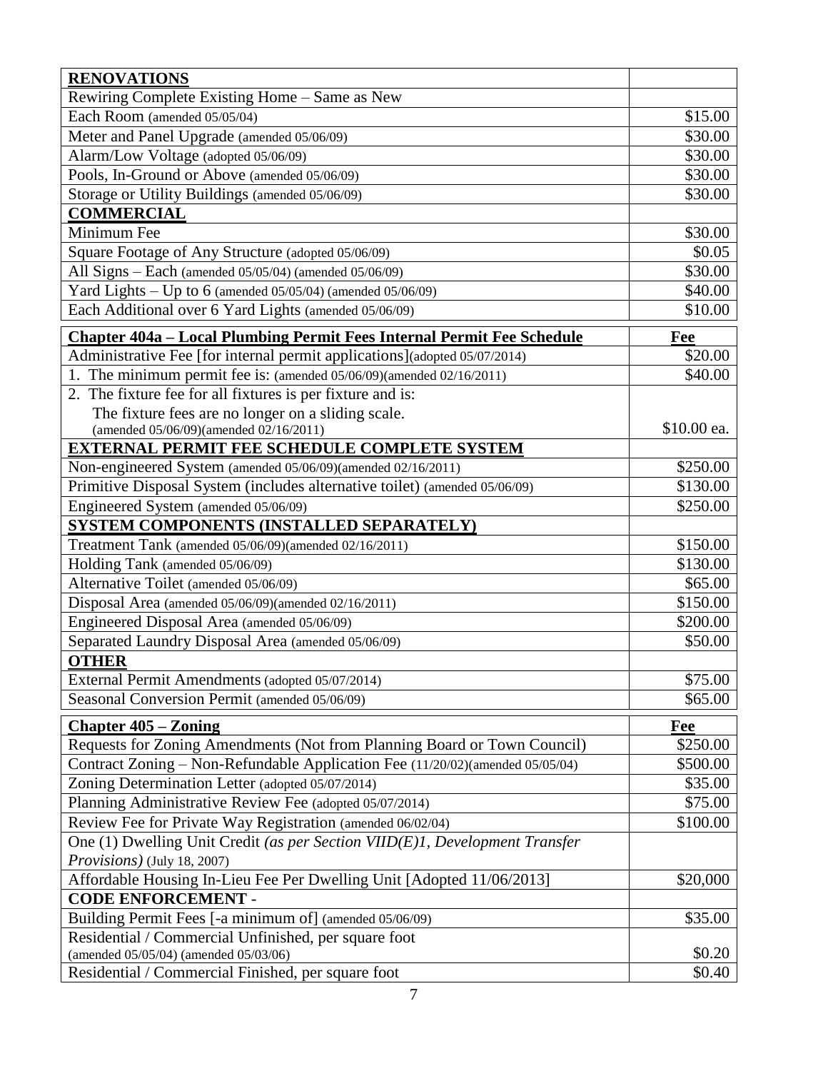| **RENOVATIONS** | |
|---|---|
| Rewiring Complete Existing Home – Same as New | |
| Each Room (amended 05/05/04) | $15.00 |
| Meter and Panel Upgrade (amended 05/06/09) | $30.00 |
| Alarm/Low Voltage (adopted 05/06/09) | $30.00 |
| Pools, In-Ground or Above (amended 05/06/09) | $30.00 |
| Storage or Utility Buildings (amended 05/06/09) | $30.00 |
| **COMMERCIAL** | |
| Minimum Fee | $30.00 |
| Square Footage of Any Structure (adopted 05/06/09) | $0.05 |
| All Signs – Each (amended 05/05/04) (amended 05/06/09) | $30.00 |
| Yard Lights – Up to 6 (amended 05/05/04) (amended 05/06/09) | $40.00 |
| Each Additional over 6 Yard Lights (amended 05/06/09) | $10.00 |

| **Chapter 404a – Local Plumbing Permit Fees Internal Permit Fee Schedule** | **Fee** |
|---|---|
| Administrative Fee [for internal permit applications](adopted 05/07/2014) | $20.00 |
| 1. The minimum permit fee is: (amended 05/06/09)(amended 02/16/2011) | $40.00 |
| 2. The fixture fee for all fixtures is per fixture and is: The fixture fees are no longer on a sliding scale. (amended 05/06/09)(amended 02/16/2011) | $10.00 ea. |
| **EXTERNAL PERMIT FEE SCHEDULE COMPLETE SYSTEM** | |
| Non-engineered System (amended 05/06/09)(amended 02/16/2011) | $250.00 |
| Primitive Disposal System (includes alternative toilet) (amended 05/06/09) | $130.00 |
| Engineered System (amended 05/06/09) | $250.00 |
| **SYSTEM COMPONENTS (INSTALLED SEPARATELY)** | |
| Treatment Tank (amended 05/06/09)(amended 02/16/2011) | $150.00 |
| Holding Tank (amended 05/06/09) | $130.00 |
| Alternative Toilet (amended 05/06/09) | $65.00 |
| Disposal Area (amended 05/06/09)(amended 02/16/2011) | $150.00 |
| Engineered Disposal Area (amended 05/06/09) | $200.00 |
| Separated Laundry Disposal Area (amended 05/06/09) | $50.00 |
| **OTHER** | |
| External Permit Amendments (adopted 05/07/2014) | $75.00 |
| Seasonal Conversion Permit (amended 05/06/09) | $65.00 |

| **Chapter 405 – Zoning** | **Fee** |
|---|---|
| Requests for Zoning Amendments (Not from Planning Board or Town Council) | $250.00 |
| Contract Zoning – Non-Refundable Application Fee (11/20/02)(amended 05/05/04) | $500.00 |
| Zoning Determination Letter (adopted 05/07/2014) | $35.00 |
| Planning Administrative Review Fee (adopted 05/07/2014) | $75.00 |
| Review Fee for Private Way Registration (amended 06/02/04) | $100.00 |
| One (1) Dwelling Unit Credit *(as per Section VIID(E)1, Development Transfer Provisions)* (July 18, 2007) | |
| Affordable Housing In-Lieu Fee Per Dwelling Unit [Adopted 11/06/2013] | $20,000 |
| **CODE ENFORCEMENT -** | |
| Building Permit Fees [-a minimum of] (amended 05/06/09) | $35.00 |
| Residential / Commercial Unfinished, per square foot (amended 05/05/04) (amended 05/03/06) | $0.20 |
| Residential / Commercial Finished, per square foot | $0.40 |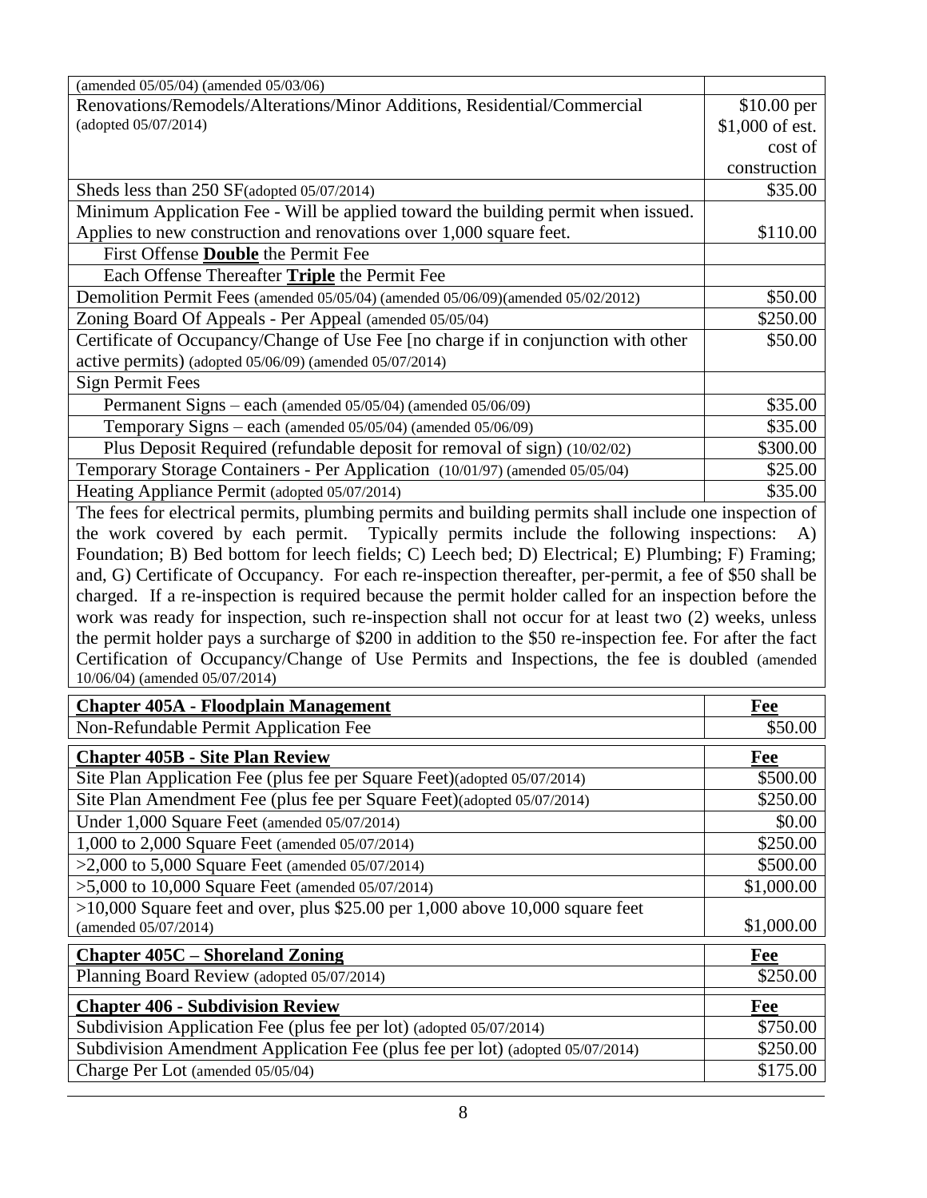| | |
|---|---|
| (amended 05/05/04) (amended 05/03/06) | |
| Renovations/Remodels/Alterations/Minor Additions, Residential/Commercial (adopted 05/07/2014) | $10.00 per $1,000 of est. cost of construction |
| Sheds less than 250 SF(adopted 05/07/2014) | $35.00 |
| Minimum Application Fee - Will be applied toward the building permit when issued. Applies to new construction and renovations over 1,000 square feet. | $110.00 |
| First Offense **Double** the Permit Fee | |
| Each Offense Thereafter **Triple** the Permit Fee | |
| Demolition Permit Fees (amended 05/05/04) (amended 05/06/09)(amended 05/02/2012) | $50.00 |
| Zoning Board Of Appeals - Per Appeal (amended 05/05/04) | $250.00 |
| Certificate of Occupancy/Change of Use Fee [no charge if in conjunction with other active permits) (adopted 05/06/09) (amended 05/07/2014) | $50.00 |
| Sign Permit Fees | |
| Permanent Signs – each (amended 05/05/04) (amended 05/06/09) | $35.00 |
| Temporary Signs – each (amended 05/05/04) (amended 05/06/09) | $35.00 |
| Plus Deposit Required (refundable deposit for removal of sign) (10/02/02) | $300.00 |
| Temporary Storage Containers - Per Application (10/01/97) (amended 05/05/04) | $25.00 |
| Heating Appliance Permit (adopted 05/07/2014) | $35.00 |

The fees for electrical permits, plumbing permits and building permits shall include one inspection of the work covered by each permit. Typically permits include the following inspections: A) Foundation; B) Bed bottom for leech fields; C) Leech bed; D) Electrical; E) Plumbing; F) Framing; and, G) Certificate of Occupancy. For each re-inspection thereafter, per-permit, a fee of $50 shall be charged. If a re-inspection is required because the permit holder called for an inspection before the work was ready for inspection, such re-inspection shall not occur for at least two (2) weeks, unless the permit holder pays a surcharge of $200 in addition to the $50 re-inspection fee. For after the fact Certification of Occupancy/Change of Use Permits and Inspections, the fee is doubled (amended 10/06/04) (amended 05/07/2014)

| **Chapter 405A - Floodplain Management** | **Fee** |
|---|---|
| Non-Refundable Permit Application Fee | $50.00 |

| **Chapter 405B - Site Plan Review** | **Fee** |
|---|---|
| Site Plan Application Fee (plus fee per Square Feet)(adopted 05/07/2014) | $500.00 |
| Site Plan Amendment Fee (plus fee per Square Feet)(adopted 05/07/2014) | $250.00 |
| Under 1,000 Square Feet (amended 05/07/2014) | $0.00 |
| 1,000 to 2,000 Square Feet (amended 05/07/2014) | $250.00 |
| >2,000 to 5,000 Square Feet (amended 05/07/2014) | $500.00 |
| >5,000 to 10,000 Square Feet (amended 05/07/2014) | $1,000.00 |
| >10,000 Square feet and over, plus $25.00 per 1,000 above 10,000 square feet (amended 05/07/2014) | $1,000.00 |

| **Chapter 405C – Shoreland Zoning** | **Fee** |
|---|---|
| Planning Board Review (adopted 05/07/2014) | $250.00 |

| **Chapter 406 - Subdivision Review** | **Fee** |
|---|---|
| Subdivision Application Fee (plus fee per lot) (adopted 05/07/2014) | $750.00 |
| Subdivision Amendment Application Fee (plus fee per lot) (adopted 05/07/2014) | $250.00 |
| Charge Per Lot (amended 05/05/04) | $175.00 |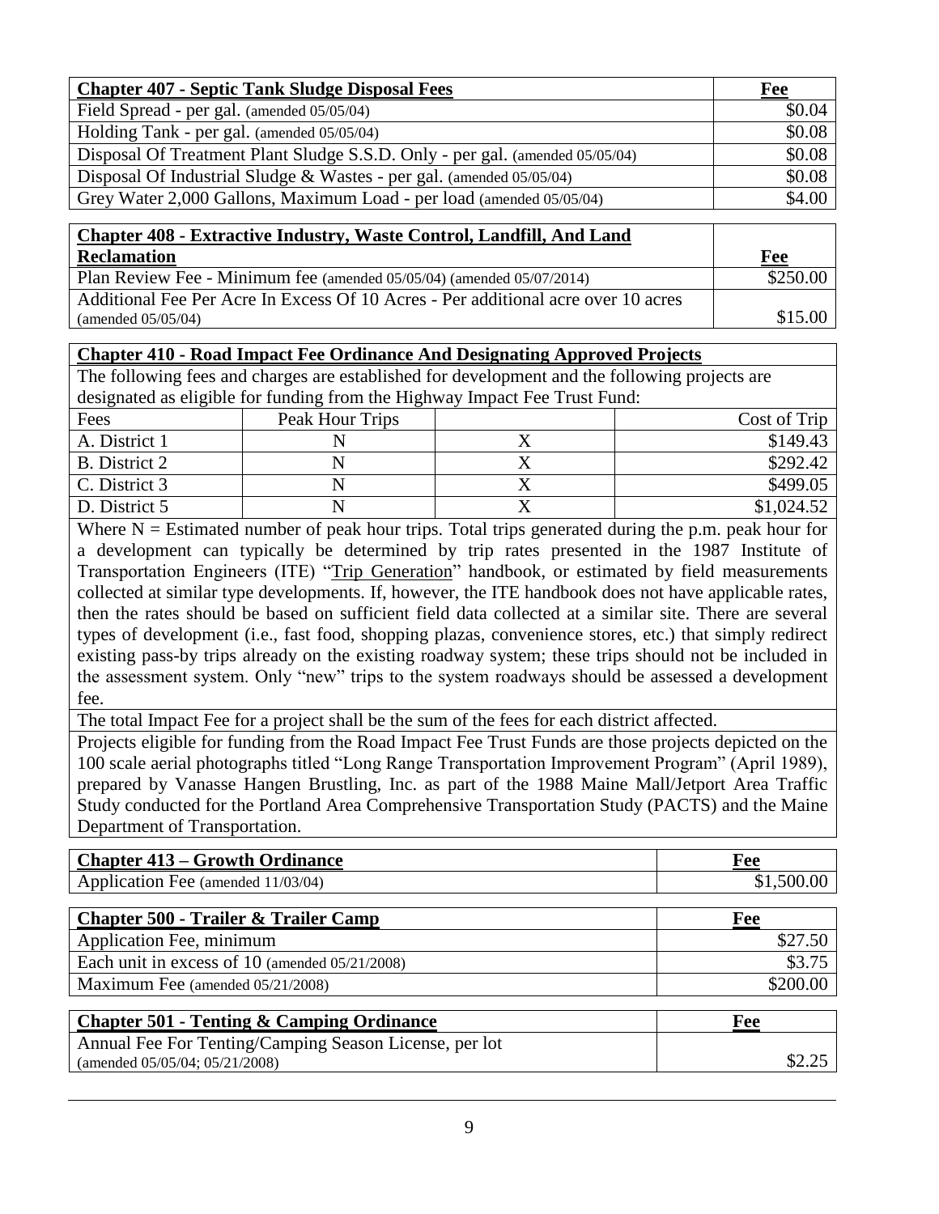| **Chapter 407 - Septic Tank Sludge Disposal Fees** | **Fee** |
|---|---|
| Field Spread - per gal. (amended 05/05/04) | $0.04 |
| Holding Tank - per gal. (amended 05/05/04) | $0.08 |
| Disposal Of Treatment Plant Sludge S.S.D. Only - per gal. (amended 05/05/04) | $0.08 |
| Disposal Of Industrial Sludge & Wastes - per gal. (amended 05/05/04) | $0.08 |
| Grey Water 2,000 Gallons, Maximum Load - per load (amended 05/05/04) | $4.00 |

| **Chapter 408 - Extractive Industry, Waste Control, Landfill, And Land Reclamation** | **Fee** |
|---|---|
| Plan Review Fee - Minimum fee (amended 05/05/04) (amended 05/07/2014) | $250.00 |
| Additional Fee Per Acre In Excess Of 10 Acres - Per additional acre over 10 acres (amended 05/05/04) | $15.00 |

**Chapter 410 - Road Impact Fee Ordinance And Designating Approved Projects**

The following fees and charges are established for development and the following projects are designated as eligible for funding from the Highway Impact Fee Trust Fund:

| Fees | Peak Hour Trips | | Cost of Trip |
|---|---|---|---|
| A. District 1 | N | X | $149.43 |
| B. District 2 | N | X | $292.42 |
| C. District 3 | N | X | $499.05 |
| D. District 5 | N | X | $1,024.52 |

Where N = Estimated number of peak hour trips. Total trips generated during the p.m. peak hour for a development can typically be determined by trip rates presented in the 1987 Institute of Transportation Engineers (ITE) "Trip Generation" handbook, or estimated by field measurements collected at similar type developments. If, however, the ITE handbook does not have applicable rates, then the rates should be based on sufficient field data collected at a similar site. There are several types of development (i.e., fast food, shopping plazas, convenience stores, etc.) that simply redirect existing pass-by trips already on the existing roadway system; these trips should not be included in the assessment system. Only "new" trips to the system roadways should be assessed a development fee.

The total Impact Fee for a project shall be the sum of the fees for each district affected.

Projects eligible for funding from the Road Impact Fee Trust Funds are those projects depicted on the 100 scale aerial photographs titled "Long Range Transportation Improvement Program" (April 1989), prepared by Vanasse Hangen Brustling, Inc. as part of the 1988 Maine Mall/Jetport Area Traffic Study conducted for the Portland Area Comprehensive Transportation Study (PACTS) and the Maine Department of Transportation.

| **Chapter 413 – Growth Ordinance** | **Fee** |
|---|---|
| Application Fee (amended 11/03/04) | $1,500.00 |

| **Chapter 500 - Trailer & Trailer Camp** | **Fee** |
|---|---|
| Application Fee, minimum | $27.50 |
| Each unit in excess of 10 (amended 05/21/2008) | $3.75 |
| Maximum Fee (amended 05/21/2008) | $200.00 |

| **Chapter 501 - Tenting & Camping Ordinance** | **Fee** |
|---|---|
| Annual Fee For Tenting/Camping Season License, per lot (amended 05/05/04; 05/21/2008) | $2.25 |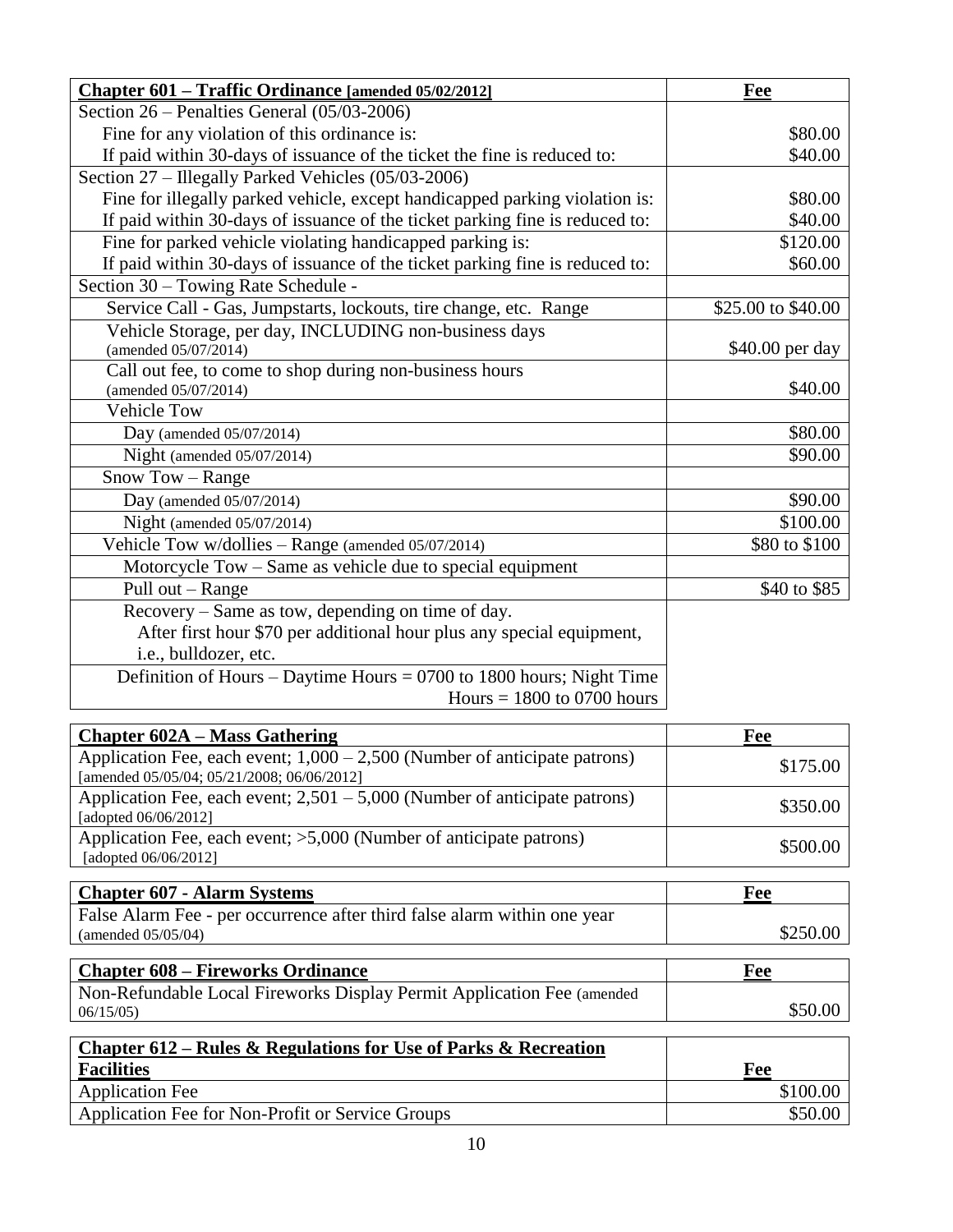| **Chapter 601 – Traffic Ordinance [amended 05/02/2012]** | **Fee** |
|---|---|
| Section 26 – Penalties General (05/03-2006) | |
| Fine for any violation of this ordinance is: | $80.00 |
| If paid within 30-days of issuance of the ticket the fine is reduced to: | $40.00 |
| Section 27 – Illegally Parked Vehicles (05/03-2006) | |
| Fine for illegally parked vehicle, except handicapped parking violation is: | $80.00 |
| If paid within 30-days of issuance of the ticket parking fine is reduced to: | $40.00 |
| Fine for parked vehicle violating handicapped parking is: | $120.00 |
| If paid within 30-days of issuance of the ticket parking fine is reduced to: | $60.00 |
| Section 30 – Towing Rate Schedule - | |
| Service Call - Gas, Jumpstarts, lockouts, tire change, etc. Range | $25.00 to $40.00 |
| Vehicle Storage, per day, INCLUDING non-business days (amended 05/07/2014) | $40.00 per day |
| Call out fee, to come to shop during non-business hours (amended 05/07/2014) | $40.00 |
| Vehicle Tow | |
| Day (amended 05/07/2014) | $80.00 |
| Night (amended 05/07/2014) | $90.00 |
| Snow Tow – Range | |
| Day (amended 05/07/2014) | $90.00 |
| Night (amended 05/07/2014) | $100.00 |
| Vehicle Tow w/dollies – Range (amended 05/07/2014) | $80 to $100 |
| Motorcycle Tow – Same as vehicle due to special equipment | |
| Pull out – Range | $40 to $85 |
| Recovery – Same as tow, depending on time of day. After first hour $70 per additional hour plus any special equipment, i.e., bulldozer, etc. | |
| Definition of Hours – Daytime Hours = 0700 to 1800 hours; Night Time Hours = 1800 to 0700 hours | |

| **Chapter 602A – Mass Gathering** | **Fee** |
|---|---|
| Application Fee, each event; 1,000 – 2,500 (Number of anticipate patrons) [amended 05/05/04; 05/21/2008; 06/06/2012] | $175.00 |
| Application Fee, each event; 2,501 – 5,000 (Number of anticipate patrons) [adopted 06/06/2012] | $350.00 |
| Application Fee, each event; >5,000 (Number of anticipate patrons) [adopted 06/06/2012] | $500.00 |

| **Chapter 607 - Alarm Systems** | **Fee** |
|---|---|
| False Alarm Fee - per occurrence after third false alarm within one year (amended 05/05/04) | $250.00 |

| **Chapter 608 – Fireworks Ordinance** | **Fee** |
|---|---|
| Non-Refundable Local Fireworks Display Permit Application Fee (amended 06/15/05) | $50.00 |

| **Chapter 612 – Rules & Regulations for Use of Parks & Recreation Facilities** | **Fee** |
|---|---|
| Application Fee | $100.00 |
| Application Fee for Non-Profit or Service Groups | $50.00 |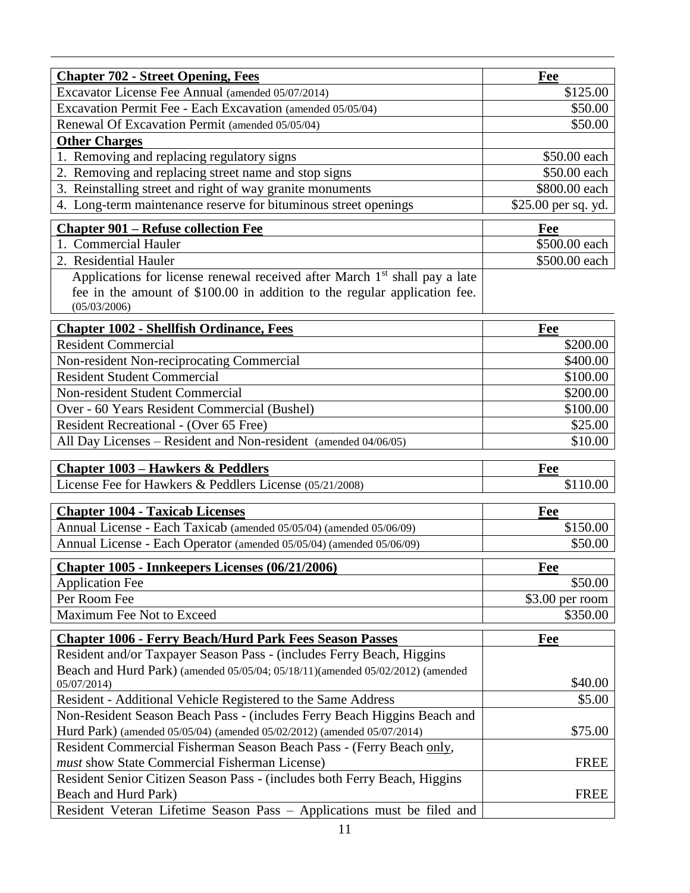| **Chapter 702 - Street Opening, Fees** | **Fee** |
|---|---|
| Excavator License Fee Annual (amended 05/07/2014) | $125.00 |
| Excavation Permit Fee - Each Excavation (amended 05/05/04) | $50.00 |
| Renewal Of Excavation Permit (amended 05/05/04) | $50.00 |
| **Other Charges** | |
| 1. Removing and replacing regulatory signs | $50.00 each |
| 2. Removing and replacing street name and stop signs | $50.00 each |
| 3. Reinstalling street and right of way granite monuments | $800.00 each |
| 4. Long-term maintenance reserve for bituminous street openings | $25.00 per sq. yd. |

| **Chapter 901 – Refuse collection Fee** | **Fee** |
|---|---|
| 1. Commercial Hauler | $500.00 each |
| 2. Residential Hauler | $500.00 each |
| Applications for license renewal received after March 1st shall pay a late fee in the amount of $100.00 in addition to the regular application fee. (05/03/2006) | |

| **Chapter 1002 - Shellfish Ordinance, Fees** | **Fee** |
|---|---|
| Resident Commercial | $200.00 |
| Non-resident Non-reciprocating Commercial | $400.00 |
| Resident Student Commercial | $100.00 |
| Non-resident Student Commercial | $200.00 |
| Over - 60 Years Resident Commercial (Bushel) | $100.00 |
| Resident Recreational - (Over 65 Free) | $25.00 |
| All Day Licenses – Resident and Non-resident (amended 04/06/05) | $10.00 |

| **Chapter 1003 – Hawkers & Peddlers** | **Fee** |
|---|---|
| License Fee for Hawkers & Peddlers License (05/21/2008) | $110.00 |

| **Chapter 1004 - Taxicab Licenses** | **Fee** |
|---|---|
| Annual License - Each Taxicab (amended 05/05/04) (amended 05/06/09) | $150.00 |
| Annual License - Each Operator (amended 05/05/04) (amended 05/06/09) | $50.00 |

| **Chapter 1005 - Innkeepers Licenses (06/21/2006)** | **Fee** |
|---|---|
| Application Fee | $50.00 |
| Per Room Fee | $3.00 per room |
| Maximum Fee Not to Exceed | $350.00 |

| **Chapter 1006 - Ferry Beach/Hurd Park Fees Season Passes** | **Fee** |
|---|---|
| Resident and/or Taxpayer Season Pass - (includes Ferry Beach, Higgins Beach and Hurd Park) (amended 05/05/04; 05/18/11)(amended 05/02/2012) (amended 05/07/2014) | $40.00 |
| Resident - Additional Vehicle Registered to the Same Address | $5.00 |
| Non-Resident Season Beach Pass - (includes Ferry Beach Higgins Beach and Hurd Park) (amended 05/05/04) (amended 05/02/2012) (amended 05/07/2014) | $75.00 |
| Resident Commercial Fisherman Season Beach Pass - (Ferry Beach only, *must* show State Commercial Fisherman License) | FREE |
| Resident Senior Citizen Season Pass - (includes both Ferry Beach, Higgins Beach and Hurd Park) | FREE |
| Resident Veteran Lifetime Season Pass – Applications must be filed and | |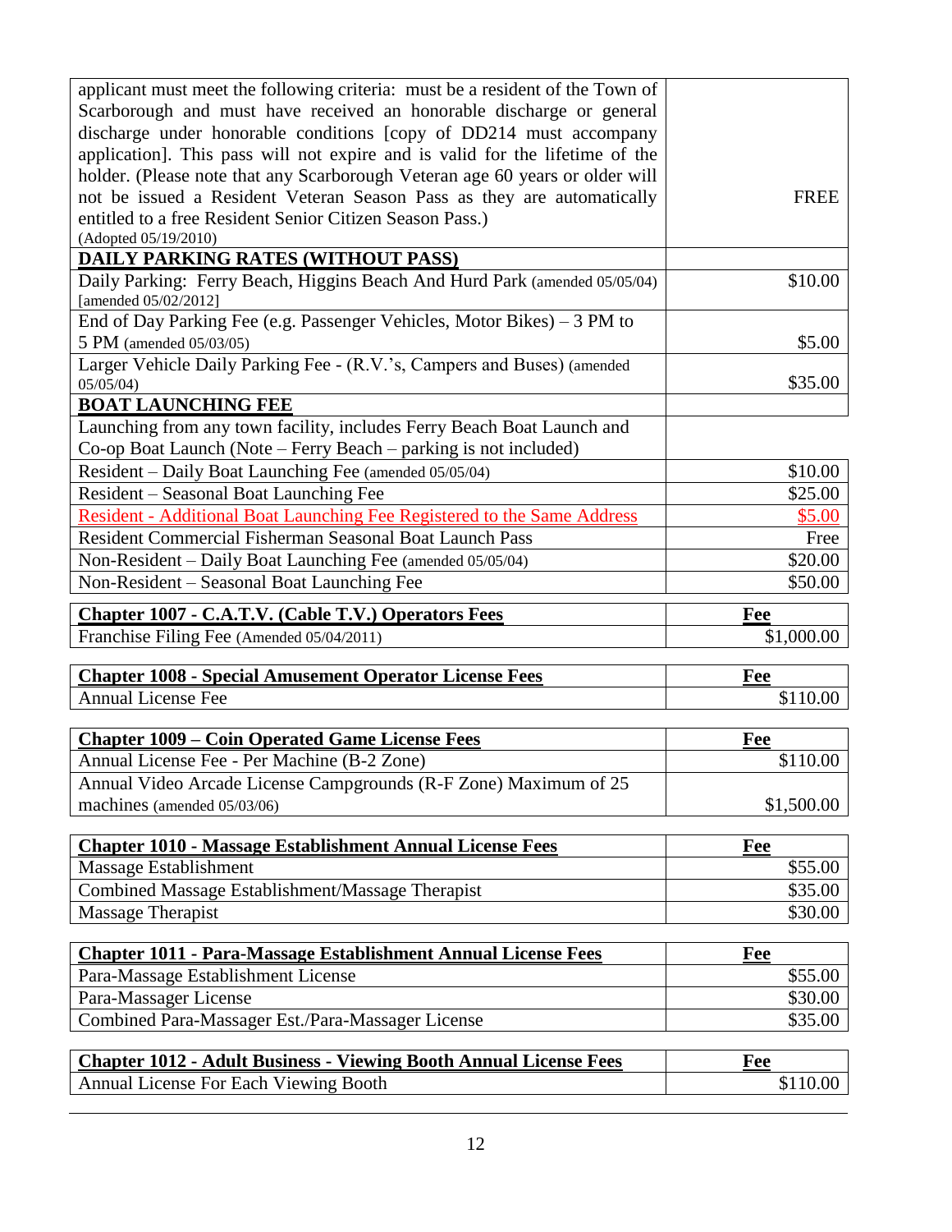| | |
|---|---|
| applicant must meet the following criteria: must be a resident of the Town of Scarborough and must have received an honorable discharge or general discharge under honorable conditions [copy of DD214 must accompany application]. This pass will not expire and is valid for the lifetime of the holder. (Please note that any Scarborough Veteran age 60 years or older will not be issued a Resident Veteran Season Pass as they are automatically entitled to a free Resident Senior Citizen Season Pass.) (Adopted 05/19/2010) | FREE |
| **DAILY PARKING RATES (WITHOUT PASS)** | |
| Daily Parking: Ferry Beach, Higgins Beach And Hurd Park (amended 05/05/04) [amended 05/02/2012] | $10.00 |
| End of Day Parking Fee (e.g. Passenger Vehicles, Motor Bikes) – 3 PM to 5 PM (amended 05/03/05) | $5.00 |
| Larger Vehicle Daily Parking Fee - (R.V.'s, Campers and Buses) (amended 05/05/04) | $35.00 |
| **BOAT LAUNCHING FEE** | |
| Launching from any town facility, includes Ferry Beach Boat Launch and Co-op Boat Launch (Note – Ferry Beach – parking is not included) | |
| Resident – Daily Boat Launching Fee (amended 05/05/04) | $10.00 |
| Resident – Seasonal Boat Launching Fee | $25.00 |
| Resident - Additional Boat Launching Fee Registered to the Same Address | $5.00 |
| Resident Commercial Fisherman Seasonal Boat Launch Pass | Free |
| Non-Resident – Daily Boat Launching Fee (amended 05/05/04) | $20.00 |
| Non-Resident – Seasonal Boat Launching Fee | $50.00 |

| **Chapter 1007 - C.A.T.V. (Cable T.V.) Operators Fees** | **Fee** |
|---|---|
| Franchise Filing Fee (Amended 05/04/2011) | $1,000.00 |

| **Chapter 1008 - Special Amusement Operator License Fees** | **Fee** |
|---|---|
| Annual License Fee | $110.00 |

| **Chapter 1009 – Coin Operated Game License Fees** | **Fee** |
|---|---|
| Annual License Fee - Per Machine (B-2 Zone) | $110.00 |
| Annual Video Arcade License Campgrounds (R-F Zone) Maximum of 25 machines (amended 05/03/06) | $1,500.00 |

| **Chapter 1010 - Massage Establishment Annual License Fees** | **Fee** |
|---|---|
| Massage Establishment | $55.00 |
| Combined Massage Establishment/Massage Therapist | $35.00 |
| Massage Therapist | $30.00 |

| **Chapter 1011 - Para-Massage Establishment Annual License Fees** | **Fee** |
|---|---|
| Para-Massage Establishment License | $55.00 |
| Para-Massager License | $30.00 |
| Combined Para-Massager Est./Para-Massager License | $35.00 |

| **Chapter 1012 - Adult Business - Viewing Booth Annual License Fees** | **Fee** |
|---|---|
| Annual License For Each Viewing Booth | $110.00 |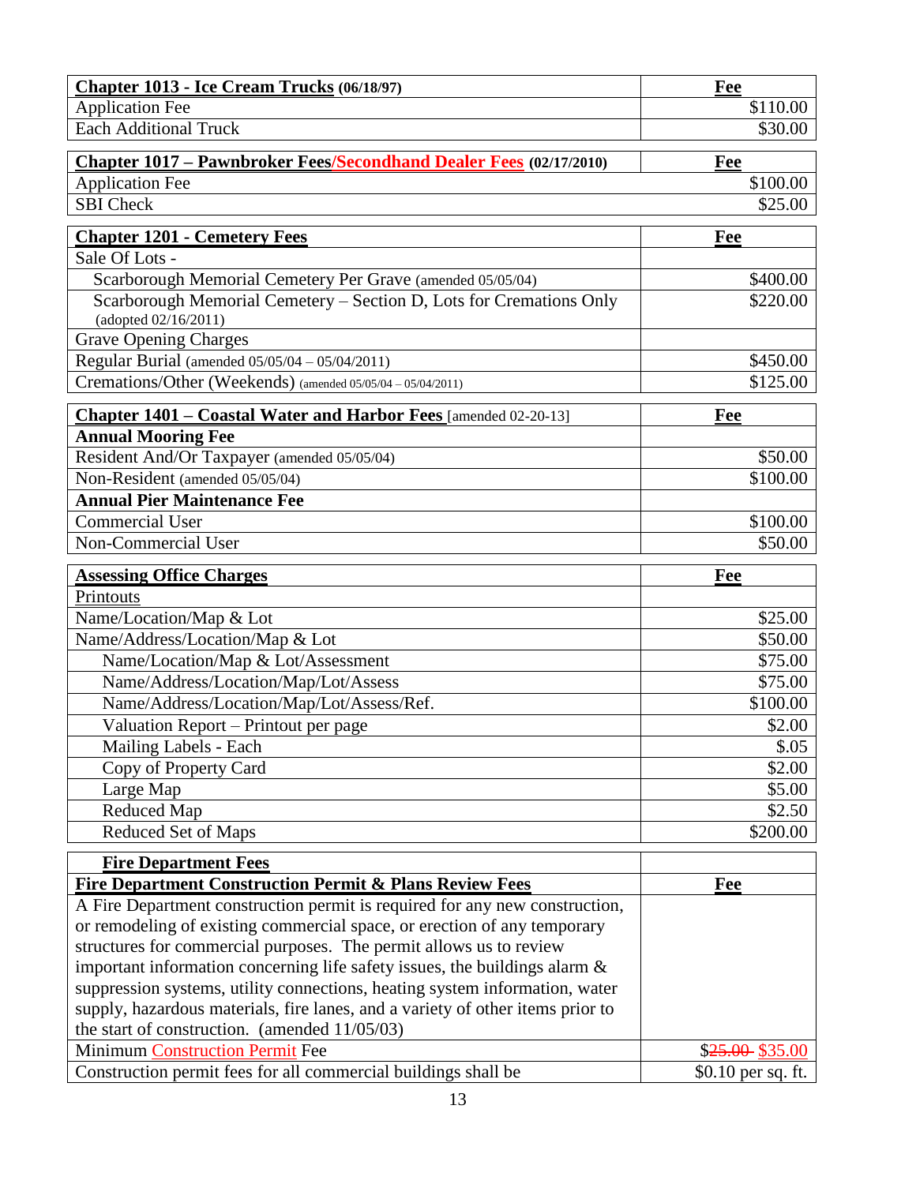| **Chapter 1013 - Ice Cream Trucks (06/18/97)** | **Fee** |
| --- | --- |
| Application Fee | $110.00 |
| Each Additional Truck | $30.00 |

| **Chapter 1017 – Pawnbroker Fees/Secondhand Dealer Fees (02/17/2010)** | **Fee** |
| --- | --- |
| Application Fee | $100.00 |
| SBI Check | $25.00 |

| **Chapter 1201 - Cemetery Fees** | **Fee** |
| --- | --- |
| Sale Of Lots - | |
| Scarborough Memorial Cemetery Per Grave (amended 05/05/04) | $400.00 |
| Scarborough Memorial Cemetery – Section D, Lots for Cremations Only (adopted 02/16/2011) | $220.00 |
| Grave Opening Charges | |
| Regular Burial (amended 05/05/04 – 05/04/2011) | $450.00 |
| Cremations/Other (Weekends) (amended 05/05/04 – 05/04/2011) | $125.00 |

| **Chapter 1401 – Coastal Water and Harbor Fees** [amended 02-20-13] | **Fee** |
| --- | --- |
| **Annual Mooring Fee** | |
| Resident And/Or Taxpayer (amended 05/05/04) | $50.00 |
| Non-Resident (amended 05/05/04) | $100.00 |
| **Annual Pier Maintenance Fee** | |
| Commercial User | $100.00 |
| Non-Commercial User | $50.00 |

| **Assessing Office Charges** | **Fee** |
| --- | --- |
| Printouts | |
| Name/Location/Map & Lot | $25.00 |
| Name/Address/Location/Map & Lot | $50.00 |
| Name/Location/Map & Lot/Assessment | $75.00 |
| Name/Address/Location/Map/Lot/Assess | $75.00 |
| Name/Address/Location/Map/Lot/Assess/Ref. | $100.00 |
| Valuation Report – Printout per page | $2.00 |
| Mailing Labels - Each | $.05 |
| Copy of Property Card | $2.00 |
| Large Map | $5.00 |
| Reduced Map | $2.50 |
| Reduced Set of Maps | $200.00 |

| **Fire Department Fees** | |
| --- | --- |
| **Fire Department Construction Permit & Plans Review Fees** | **Fee** |
| A Fire Department construction permit is required for any new construction, or remodeling of existing commercial space, or erection of any temporary structures for commercial purposes. The permit allows us to review important information concerning life safety issues, the buildings alarm & suppression systems, utility connections, heating system information, water supply, hazardous materials, fire lanes, and a variety of other items prior to the start of construction. (amended 11/05/03) | |
| Minimum Construction Permit Fee | $~~25.00~~ $35.00 |
| Construction permit fees for all commercial buildings shall be | $0.10 per sq. ft. |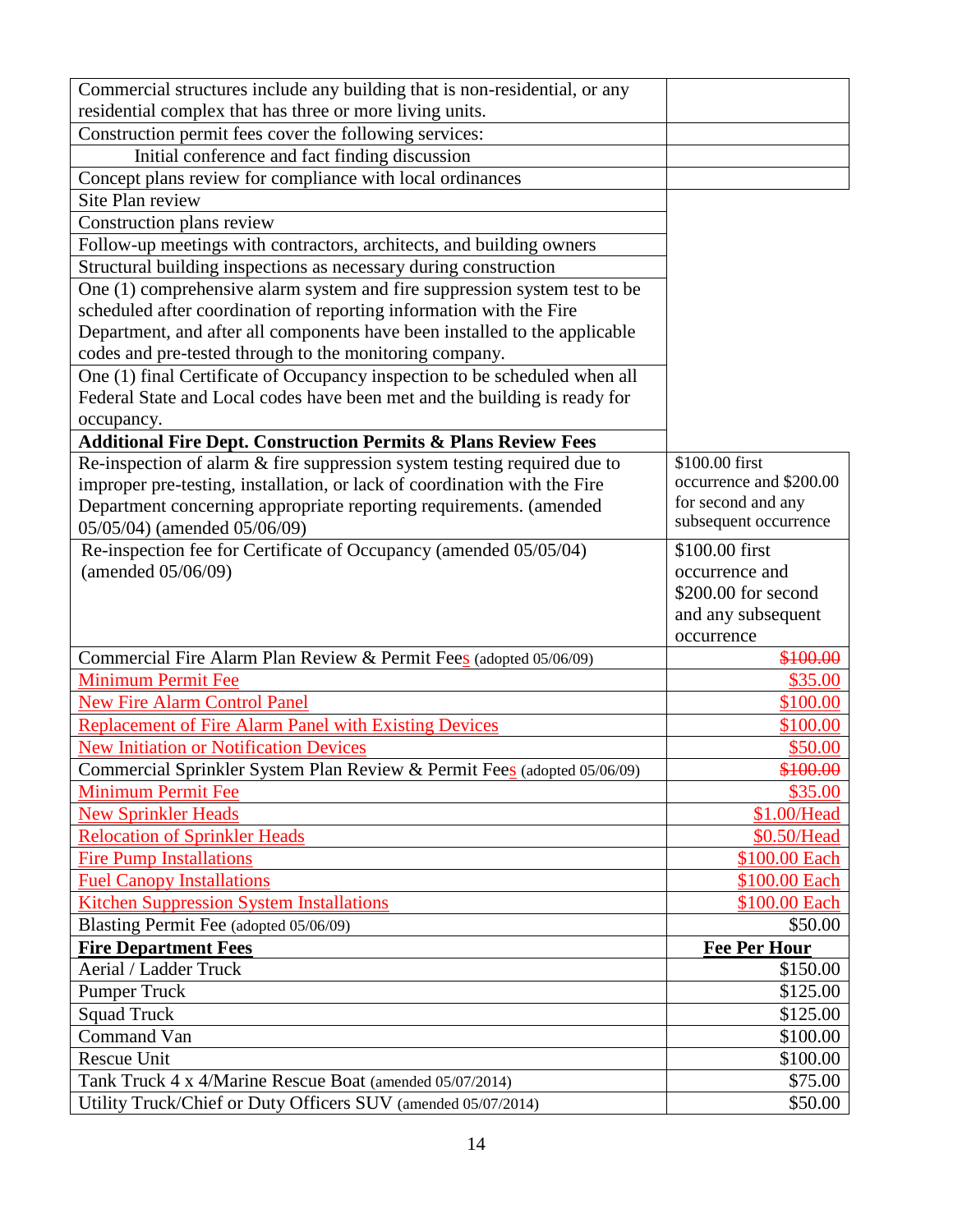| | |
|---|---|
| Commercial structures include any building that is non-residential, or any residential complex that has three or more living units. | |
| Construction permit fees cover the following services: | |
| Initial conference and fact finding discussion | |
| Concept plans review for compliance with local ordinances | |
| Site Plan review | |
| Construction plans review | |
| Follow-up meetings with contractors, architects, and building owners | |
| Structural building inspections as necessary during construction | |
| One (1) comprehensive alarm system and fire suppression system test to be scheduled after coordination of reporting information with the Fire Department, and after all components have been installed to the applicable codes and pre-tested through to the monitoring company. | |
| One (1) final Certificate of Occupancy inspection to be scheduled when all Federal State and Local codes have been met and the building is ready for occupancy. | |
| **Additional Fire Dept. Construction Permits & Plans Review Fees** | |
| Re-inspection of alarm & fire suppression system testing required due to improper pre-testing, installation, or lack of coordination with the Fire Department concerning appropriate reporting requirements. (amended 05/05/04) (amended 05/06/09) | $100.00 first occurrence and $200.00 for second and any subsequent occurrence |
| Re-inspection fee for Certificate of Occupancy (amended 05/05/04) (amended 05/06/09) | $100.00 first occurrence and $200.00 for second and any subsequent occurrence |
| Commercial Fire Alarm Plan Review & Permit Fees (adopted 05/06/09) | ~~$100.00~~ |
| Minimum Permit Fee | $35.00 |
| New Fire Alarm Control Panel | $100.00 |
| Replacement of Fire Alarm Panel with Existing Devices | $100.00 |
| New Initiation or Notification Devices | $50.00 |
| Commercial Sprinkler System Plan Review & Permit Fees (adopted 05/06/09) | ~~$100.00~~ |
| Minimum Permit Fee | $35.00 |
| New Sprinkler Heads | $1.00/Head |
| Relocation of Sprinkler Heads | $0.50/Head |
| Fire Pump Installations | $100.00 Each |
| Fuel Canopy Installations | $100.00 Each |
| Kitchen Suppression System Installations | $100.00 Each |
| Blasting Permit Fee (adopted 05/06/09) | $50.00 |
| **Fire Department Fees** | **Fee Per Hour** |
| Aerial / Ladder Truck | $150.00 |
| Pumper Truck | $125.00 |
| Squad Truck | $125.00 |
| Command Van | $100.00 |
| Rescue Unit | $100.00 |
| Tank Truck 4 x 4/Marine Rescue Boat (amended 05/07/2014) | $75.00 |
| Utility Truck/Chief or Duty Officers SUV (amended 05/07/2014) | $50.00 |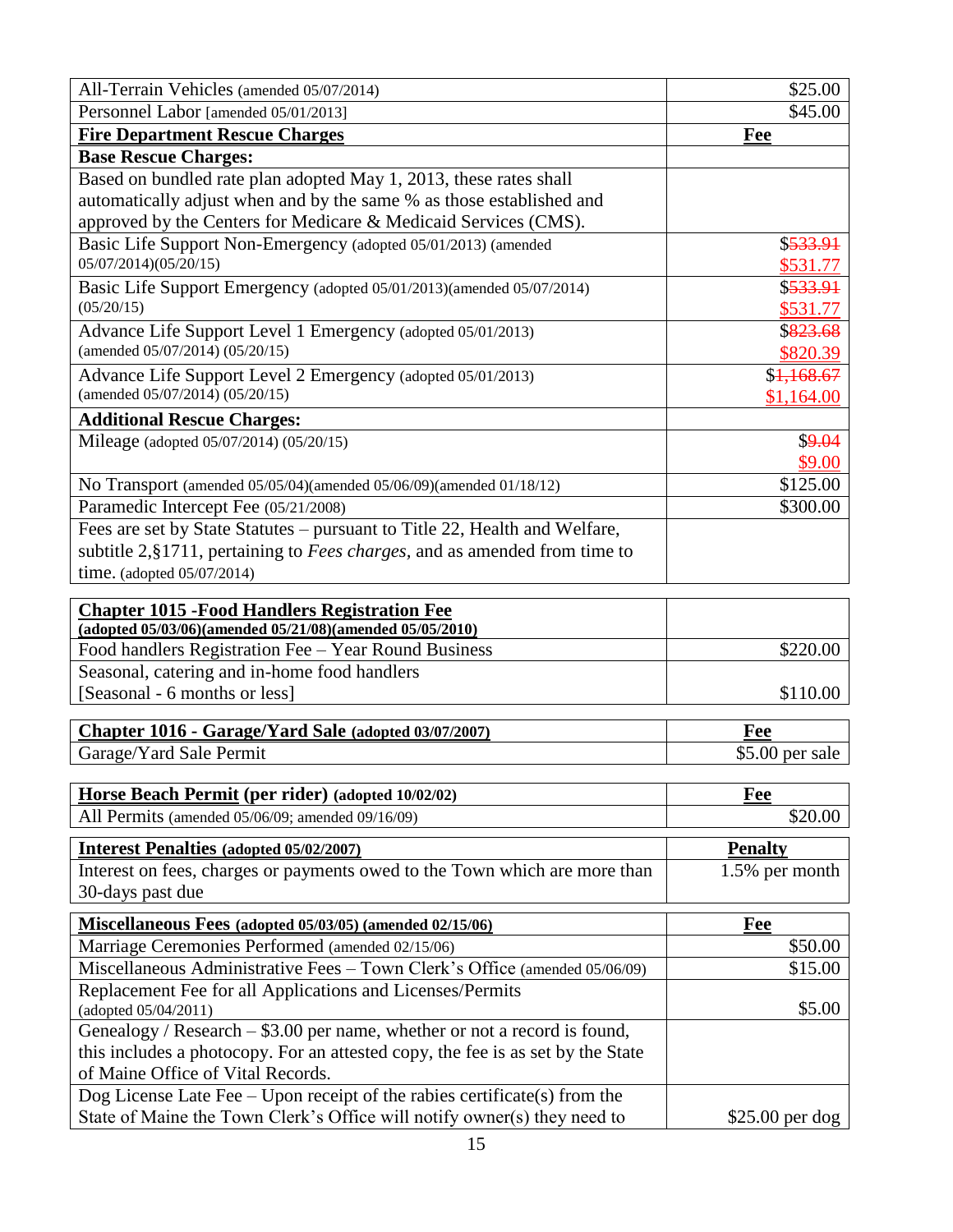| | |
|---|---|
| All-Terrain Vehicles (amended 05/07/2014) | $25.00 |
| Personnel Labor [amended 05/01/2013] | $45.00 |
| **<u>Fire Department Rescue Charges</u>** | **<u>Fee</u>** |
| **Base Rescue Charges:** | |
| Based on bundled rate plan adopted May 1, 2013, these rates shall automatically adjust when and by the same % as those established and approved by the Centers for Medicare & Medicaid Services (CMS). | |
| Basic Life Support Non-Emergency (adopted 05/01/2013) (amended 05/07/2014)(05/20/15) | $~~533.91~~ $531.77 |
| Basic Life Support Emergency (adopted 05/01/2013)(amended 05/07/2014) (05/20/15) | $~~533.91~~ $531.77 |
| Advance Life Support Level 1 Emergency (adopted 05/01/2013) (amended 05/07/2014) (05/20/15) | $~~823.68~~ $820.39 |
| Advance Life Support Level 2 Emergency (adopted 05/01/2013) (amended 05/07/2014) (05/20/15) | $~~1,168.67~~ $1,164.00 |
| **Additional Rescue Charges:** | |
| Mileage (adopted 05/07/2014) (05/20/15) | $~~9.04~~ $9.00 |
| No Transport (amended 05/05/04)(amended 05/06/09)(amended 01/18/12) | $125.00 |
| Paramedic Intercept Fee (05/21/2008) | $300.00 |
| Fees are set by State Statutes – pursuant to Title 22, Health and Welfare, subtitle 2,§1711, pertaining to *Fees charges,* and as amended from time to time. (adopted 05/07/2014) | |

| **<u>Chapter 1015 -Food Handlers Registration Fee</u>** **<u>(adopted 05/03/06)(amended 05/21/08)(amended 05/05/2010)</u>** | |
|---|---|
| Food handlers Registration Fee – Year Round Business | $220.00 |
| Seasonal, catering and in-home food handlers [Seasonal - 6 months or less] | $110.00 |

| **<u>Chapter 1016 - Garage/Yard Sale (adopted 03/07/2007)</u>** | **<u>Fee</u>** |
|---|---|
| Garage/Yard Sale Permit | $5.00 per sale |

| **<u>Horse Beach Permit</u> (per rider) (adopted 10/02/02)** | **<u>Fee</u>** |
|---|---|
| All Permits (amended 05/06/09; amended 09/16/09) | $20.00 |

| **<u>Interest Penalties (adopted 05/02/2007)</u>** | **<u>Penalty</u>** |
|---|---|
| Interest on fees, charges or payments owed to the Town which are more than 30-days past due | 1.5% per month |

| **<u>Miscellaneous Fees (adopted 05/03/05) (amended 02/15/06)</u>** | **<u>Fee</u>** |
|---|---|
| Marriage Ceremonies Performed (amended 02/15/06) | $50.00 |
| Miscellaneous Administrative Fees – Town Clerk's Office (amended 05/06/09) | $15.00 |
| Replacement Fee for all Applications and Licenses/Permits (adopted 05/04/2011) | $5.00 |
| Genealogy / Research – $3.00 per name, whether or not a record is found, this includes a photocopy. For an attested copy, the fee is as set by the State of Maine Office of Vital Records. | |
| Dog License Late Fee – Upon receipt of the rabies certificate(s) from the State of Maine the Town Clerk's Office will notify owner(s) they need to | $25.00 per dog |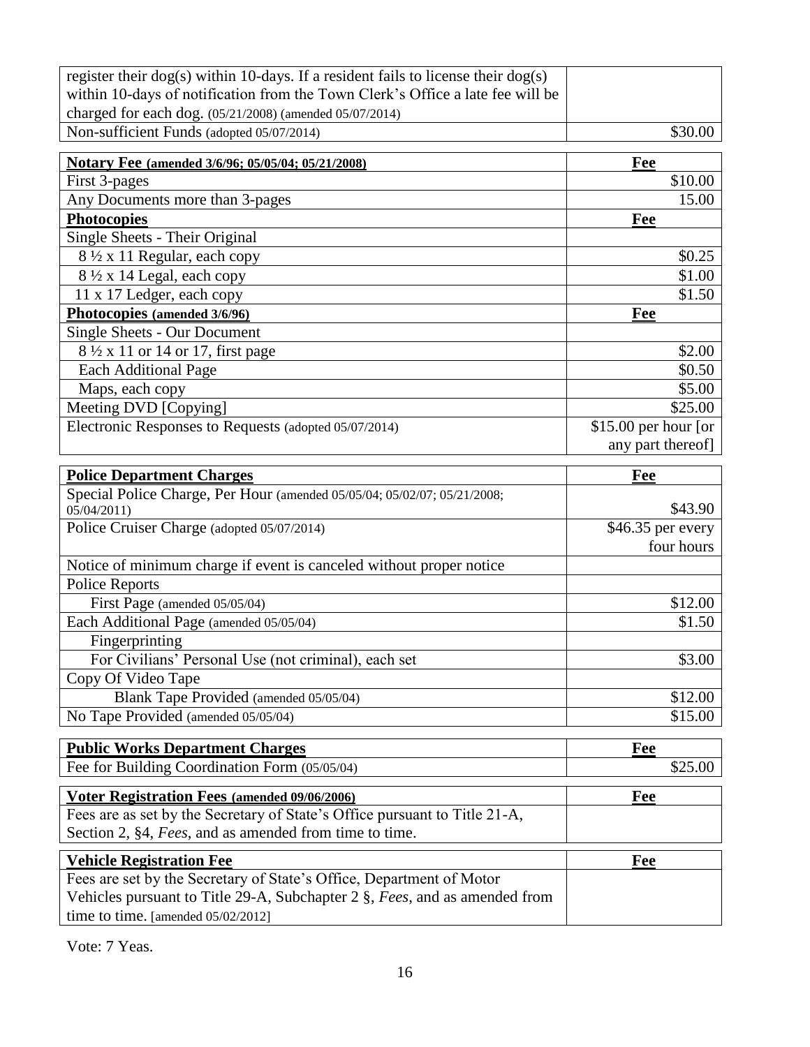| | |
|---|---|
| register their dog(s) within 10-days. If a resident fails to license their dog(s) within 10-days of notification from the Town Clerk's Office a late fee will be charged for each dog. (05/21/2008) (amended 05/07/2014) | |
| Non-sufficient Funds (adopted 05/07/2014) | $30.00 |

| **Notary Fee (amended 3/6/96; 05/05/04; 05/21/2008)** | **Fee** |
|---|---|
| First 3-pages | $10.00 |
| Any Documents more than 3-pages | 15.00 |
| **Photocopies** | **Fee** |
| Single Sheets - Their Original | |
| 8 ½ x 11 Regular, each copy | $0.25 |
| 8 ½ x 14 Legal, each copy | $1.00 |
| 11 x 17 Ledger, each copy | $1.50 |
| **Photocopies (amended 3/6/96)** | **Fee** |
| Single Sheets - Our Document | |
| 8 ½ x 11 or 14 or 17, first page | $2.00 |
| Each Additional Page | $0.50 |
| Maps, each copy | $5.00 |
| Meeting DVD [Copying] | $25.00 |
| Electronic Responses to Requests (adopted 05/07/2014) | $15.00 per hour [or any part thereof] |

| **Police Department Charges** | **Fee** |
|---|---|
| Special Police Charge, Per Hour (amended 05/05/04; 05/02/07; 05/21/2008; 05/04/2011) | $43.90 |
| Police Cruiser Charge (adopted 05/07/2014) | $46.35 per every four hours |
| Notice of minimum charge if event is canceled without proper notice | |
| Police Reports | |
| First Page (amended 05/05/04) | $12.00 |
| Each Additional Page (amended 05/05/04) | $1.50 |
| Fingerprinting | |
| For Civilians' Personal Use (not criminal), each set | $3.00 |
| Copy Of Video Tape | |
| Blank Tape Provided (amended 05/05/04) | $12.00 |
| No Tape Provided (amended 05/05/04) | $15.00 |

| **Public Works Department Charges** | **Fee** |
|---|---|
| Fee for Building Coordination Form (05/05/04) | $25.00 |

| **Voter Registration Fees (amended 09/06/2006)** | **Fee** |
|---|---|
| Fees are as set by the Secretary of State's Office pursuant to Title 21-A, Section 2, §4, *Fees*, and as amended from time to time. | |

| **Vehicle Registration Fee** | **Fee** |
|---|---|
| Fees are set by the Secretary of State's Office, Department of Motor Vehicles pursuant to Title 29-A, Subchapter 2 §, *Fees*, and as amended from time to time. [amended 05/02/2012] | |

Vote: 7 Yeas.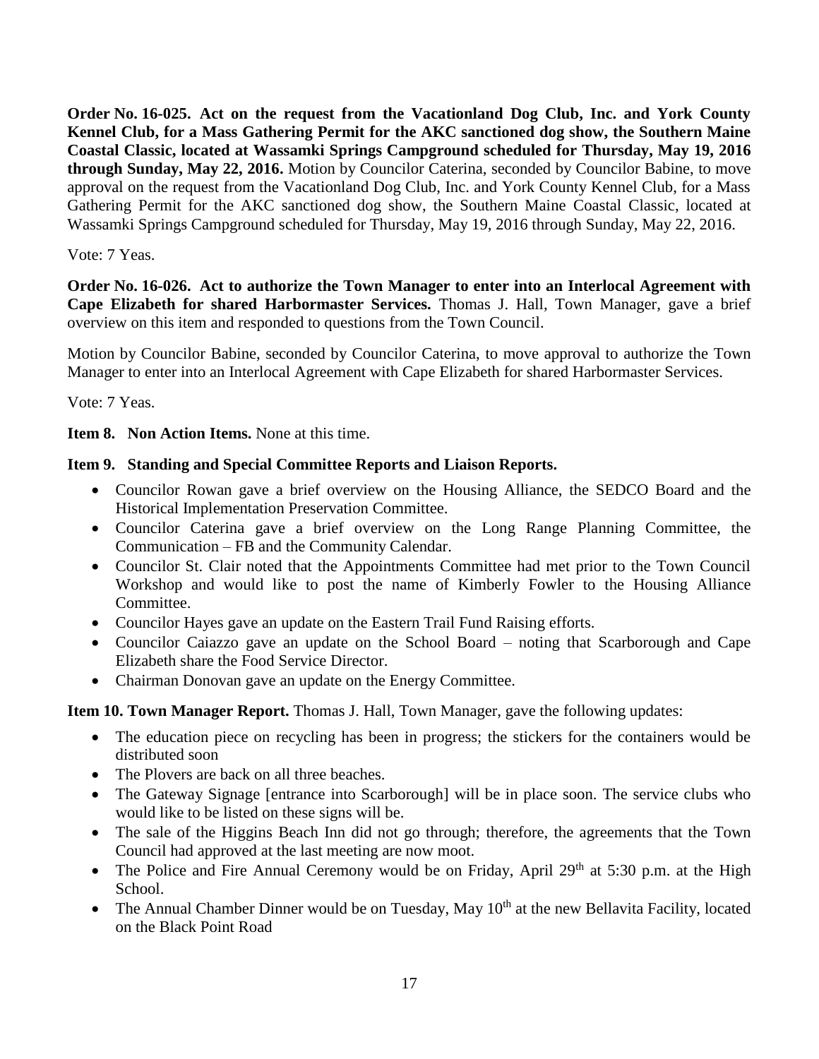**Order No. 16-025. Act on the request from the Vacationland Dog Club, Inc. and York County Kennel Club, for a Mass Gathering Permit for the AKC sanctioned dog show, the Southern Maine Coastal Classic, located at Wassamki Springs Campground scheduled for Thursday, May 19, 2016 through Sunday, May 22, 2016.** Motion by Councilor Caterina, seconded by Councilor Babine, to move approval on the request from the Vacationland Dog Club, Inc. and York County Kennel Club, for a Mass Gathering Permit for the AKC sanctioned dog show, the Southern Maine Coastal Classic, located at Wassamki Springs Campground scheduled for Thursday, May 19, 2016 through Sunday, May 22, 2016.

Vote: 7 Yeas.

**Order No. 16-026. Act to authorize the Town Manager to enter into an Interlocal Agreement with Cape Elizabeth for shared Harbormaster Services.** Thomas J. Hall, Town Manager, gave a brief overview on this item and responded to questions from the Town Council.

Motion by Councilor Babine, seconded by Councilor Caterina, to move approval to authorize the Town Manager to enter into an Interlocal Agreement with Cape Elizabeth for shared Harbormaster Services.

Vote: 7 Yeas.

**Item 8. Non Action Items.** None at this time.

**Item 9. Standing and Special Committee Reports and Liaison Reports.**

- Councilor Rowan gave a brief overview on the Housing Alliance, the SEDCO Board and the Historical Implementation Preservation Committee.
- Councilor Caterina gave a brief overview on the Long Range Planning Committee, the Communication – FB and the Community Calendar.
- Councilor St. Clair noted that the Appointments Committee had met prior to the Town Council Workshop and would like to post the name of Kimberly Fowler to the Housing Alliance Committee.
- Councilor Hayes gave an update on the Eastern Trail Fund Raising efforts.
- Councilor Caiazzo gave an update on the School Board – noting that Scarborough and Cape Elizabeth share the Food Service Director.
- Chairman Donovan gave an update on the Energy Committee.

**Item 10. Town Manager Report.** Thomas J. Hall, Town Manager, gave the following updates:

- The education piece on recycling has been in progress; the stickers for the containers would be distributed soon
- The Plovers are back on all three beaches.
- The Gateway Signage [entrance into Scarborough] will be in place soon. The service clubs who would like to be listed on these signs will be.
- The sale of the Higgins Beach Inn did not go through; therefore, the agreements that the Town Council had approved at the last meeting are now moot.
- The Police and Fire Annual Ceremony would be on Friday, April 29th at 5:30 p.m. at the High School.
- The Annual Chamber Dinner would be on Tuesday, May 10th at the new Bellavita Facility, located on the Black Point Road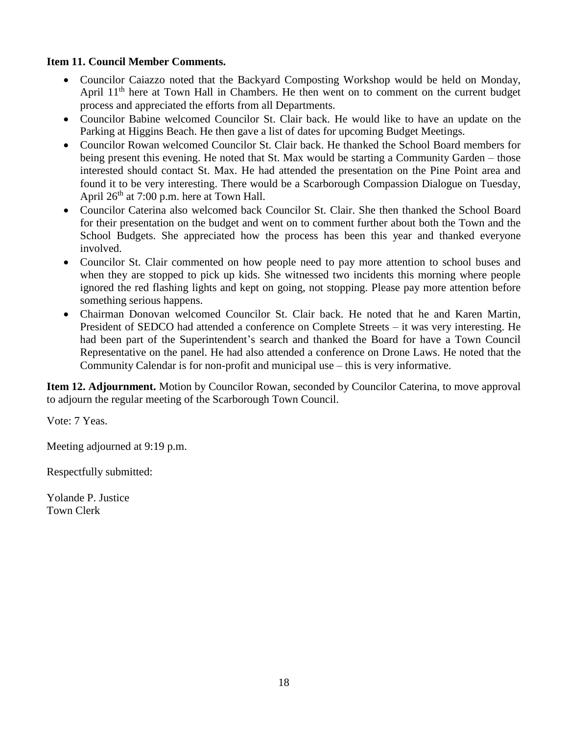**Item 11. Council Member Comments.**

- Councilor Caiazzo noted that the Backyard Composting Workshop would be held on Monday, April 11th here at Town Hall in Chambers. He then went on to comment on the current budget process and appreciated the efforts from all Departments.
- Councilor Babine welcomed Councilor St. Clair back. He would like to have an update on the Parking at Higgins Beach. He then gave a list of dates for upcoming Budget Meetings.
- Councilor Rowan welcomed Councilor St. Clair back. He thanked the School Board members for being present this evening. He noted that St. Max would be starting a Community Garden – those interested should contact St. Max. He had attended the presentation on the Pine Point area and found it to be very interesting. There would be a Scarborough Compassion Dialogue on Tuesday, April 26th at 7:00 p.m. here at Town Hall.
- Councilor Caterina also welcomed back Councilor St. Clair. She then thanked the School Board for their presentation on the budget and went on to comment further about both the Town and the School Budgets. She appreciated how the process has been this year and thanked everyone involved.
- Councilor St. Clair commented on how people need to pay more attention to school buses and when they are stopped to pick up kids. She witnessed two incidents this morning where people ignored the red flashing lights and kept on going, not stopping. Please pay more attention before something serious happens.
- Chairman Donovan welcomed Councilor St. Clair back. He noted that he and Karen Martin, President of SEDCO had attended a conference on Complete Streets – it was very interesting. He had been part of the Superintendent's search and thanked the Board for have a Town Council Representative on the panel. He had also attended a conference on Drone Laws. He noted that the Community Calendar is for non-profit and municipal use – this is very informative.

**Item 12. Adjournment.** Motion by Councilor Rowan, seconded by Councilor Caterina, to move approval to adjourn the regular meeting of the Scarborough Town Council.

Vote: 7 Yeas.

Meeting adjourned at 9:19 p.m.

Respectfully submitted:

Yolande P. Justice
Town Clerk